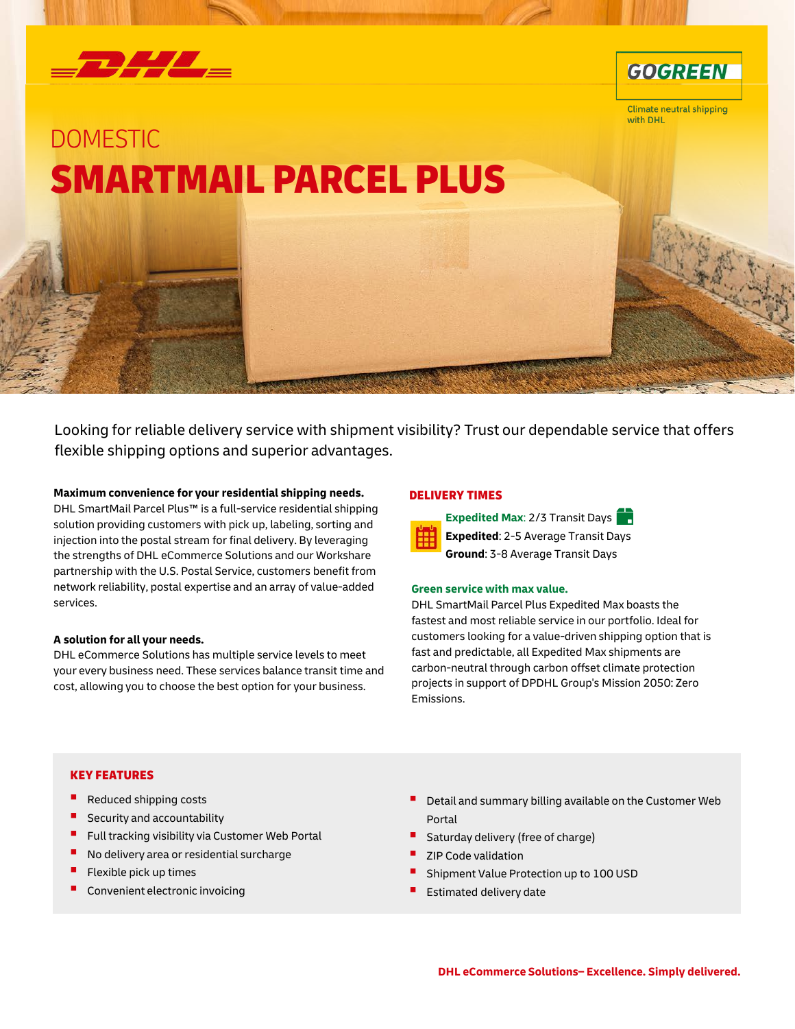GOGREEN

Climate neutral shipping with DHL

# DOMESTIC
# SMARTMAIL PARCEL PLUS

Looking for reliable delivery service with shipment visibility? Trust our dependable service that offers flexible shipping options and superior advantages.

**Maximum convenience for your residential shipping needs.**
DHL SmartMail Parcel Plus™ is a full-service residential shipping solution providing customers with pick up, labeling, sorting and injection into the postal stream for final delivery. By leveraging the strengths of DHL eCommerce Solutions and our Workshare partnership with the U.S. Postal Service, customers benefit from network reliability, postal expertise and an array of value-added services.

**A solution for all your needs.**
DHL eCommerce Solutions has multiple service levels to meet your every business need. These services balance transit time and cost, allowing you to choose the best option for your business.

## DELIVERY TIMES

**Expedited Max**: 2/3 Transit Days
**Expedited**: 2-5 Average Transit Days
**Ground**: 3-8 Average Transit Days

**Green service with max value.**
DHL SmartMail Parcel Plus Expedited Max boasts the fastest and most reliable service in our portfolio. Ideal for customers looking for a value-driven shipping option that is fast and predictable, all Expedited Max shipments are carbon-neutral through carbon offset climate protection projects in support of DPDHL Group's Mission 2050: Zero Emissions.

## KEY FEATURES

- Reduced shipping costs
- Security and accountability
- Full tracking visibility via Customer Web Portal
- No delivery area or residential surcharge
- Flexible pick up times
- Convenient electronic invoicing
- Detail and summary billing available on the Customer Web Portal
- Saturday delivery (free of charge)
- ZIP Code validation
- Shipment Value Protection up to 100 USD
- Estimated delivery date

**DHL eCommerce Solutions– Excellence. Simply delivered.**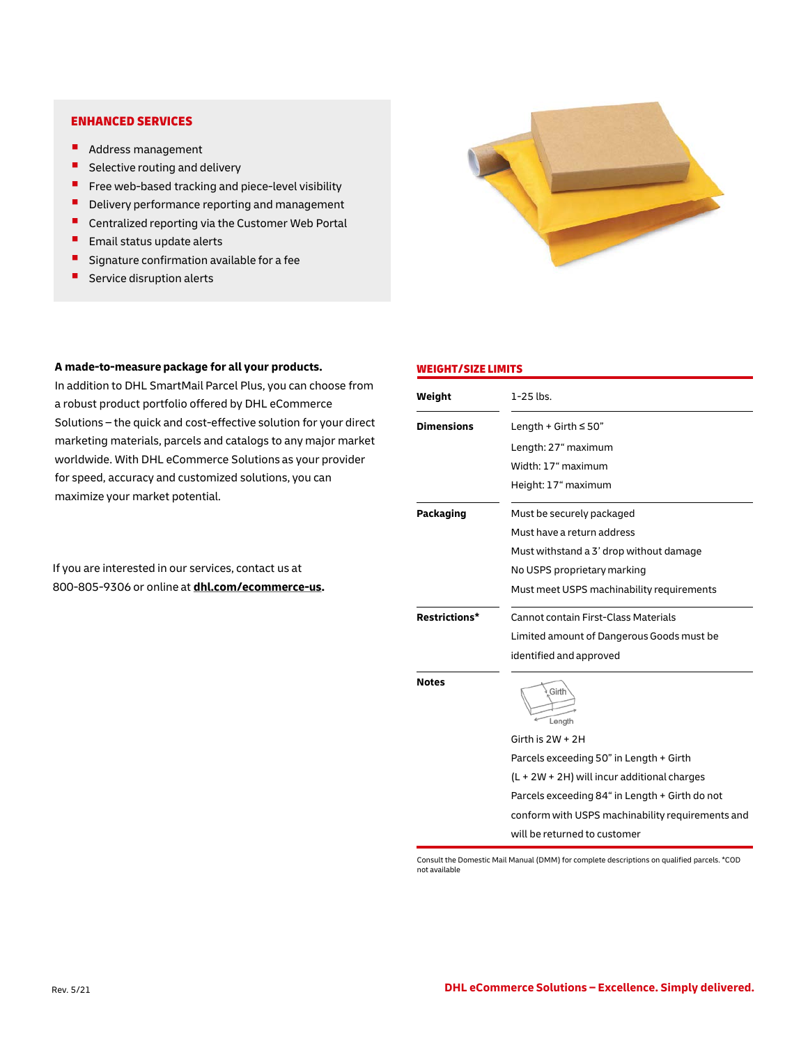## ENHANCED SERVICES

- Address management
- Selective routing and delivery
- Free web-based tracking and piece-level visibility
- Delivery performance reporting and management
- Centralized reporting via the Customer Web Portal
- Email status update alerts
- Signature confirmation available for a fee
- Service disruption alerts

**A made-to-measure package for all your products.**
In addition to DHL SmartMail Parcel Plus, you can choose from a robust product portfolio offered by DHL eCommerce Solutions – the quick and cost-effective solution for your direct marketing materials, parcels and catalogs to any major market worldwide. With DHL eCommerce Solutions as your provider for speed, accuracy and customized solutions, you can maximize your market potential.

If you are interested in our services, contact us at 800-805-9306 or online at **dhl.com/ecommerce-us**.

## WEIGHT/SIZE LIMITS

| | |
|---|---|
| **Weight** | 1-25 lbs. |
| **Dimensions** | Length + Girth ≤ 50"<br>Length: 27" maximum<br>Width: 17" maximum<br>Height: 17" maximum |
| **Packaging** | Must be securely packaged<br>Must have a return address<br>Must withstand a 3' drop without damage<br>No USPS proprietary marking<br>Must meet USPS machinability requirements |
| **Restrictions*** | Cannot contain First-Class Materials<br>Limited amount of Dangerous Goods must be identified and approved |
| **Notes** | Girth<br>Length<br>Girth is 2W + 2H<br>Parcels exceeding 50" in Length + Girth (L + 2W + 2H) will incur additional charges<br>Parcels exceeding 84" in Length + Girth do not conform with USPS machinability requirements and will be returned to customer |

Consult the Domestic Mail Manual (DMM) for complete descriptions on qualified parcels. *COD not available

Rev. 5/21

**DHL eCommerce Solutions – Excellence. Simply delivered.**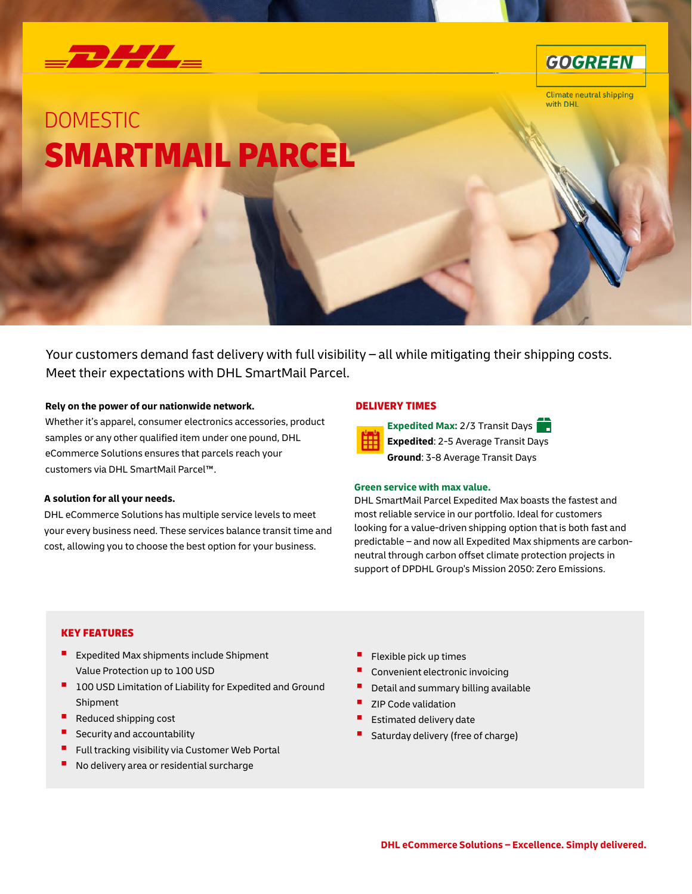DHL

GOGREEN

Climate neutral shipping with DHL

# DOMESTIC

# SMARTMAIL PARCEL

Your customers demand fast delivery with full visibility – all while mitigating their shipping costs. Meet their expectations with DHL SmartMail Parcel.

**Rely on the power of our nationwide network.**
Whether it's apparel, consumer electronics accessories, product samples or any other qualified item under one pound, DHL eCommerce Solutions ensures that parcels reach your customers via DHL SmartMail Parcel™.

**A solution for all your needs.**
DHL eCommerce Solutions has multiple service levels to meet your every business need. These services balance transit time and cost, allowing you to choose the best option for your business.

## DELIVERY TIMES

**Expedited Max:** 2/3 Transit Days
**Expedited**: 2-5 Average Transit Days
**Ground**: 3-8 Average Transit Days

**Green service with max value.**
DHL SmartMail Parcel Expedited Max boasts the fastest and most reliable service in our portfolio. Ideal for customers looking for a value-driven shipping option that is both fast and predictable – and now all Expedited Max shipments are carbon-neutral through carbon offset climate protection projects in support of DPDHL Group's Mission 2050: Zero Emissions.

## KEY FEATURES

- Expedited Max shipments include Shipment Value Protection up to 100 USD
- 100 USD Limitation of Liability for Expedited and Ground Shipment
- Reduced shipping cost
- Security and accountability
- Full tracking visibility via Customer Web Portal
- No delivery area or residential surcharge
- Flexible pick up times
- Convenient electronic invoicing
- Detail and summary billing available
- ZIP Code validation
- Estimated delivery date
- Saturday delivery (free of charge)

**DHL eCommerce Solutions – Excellence. Simply delivered.**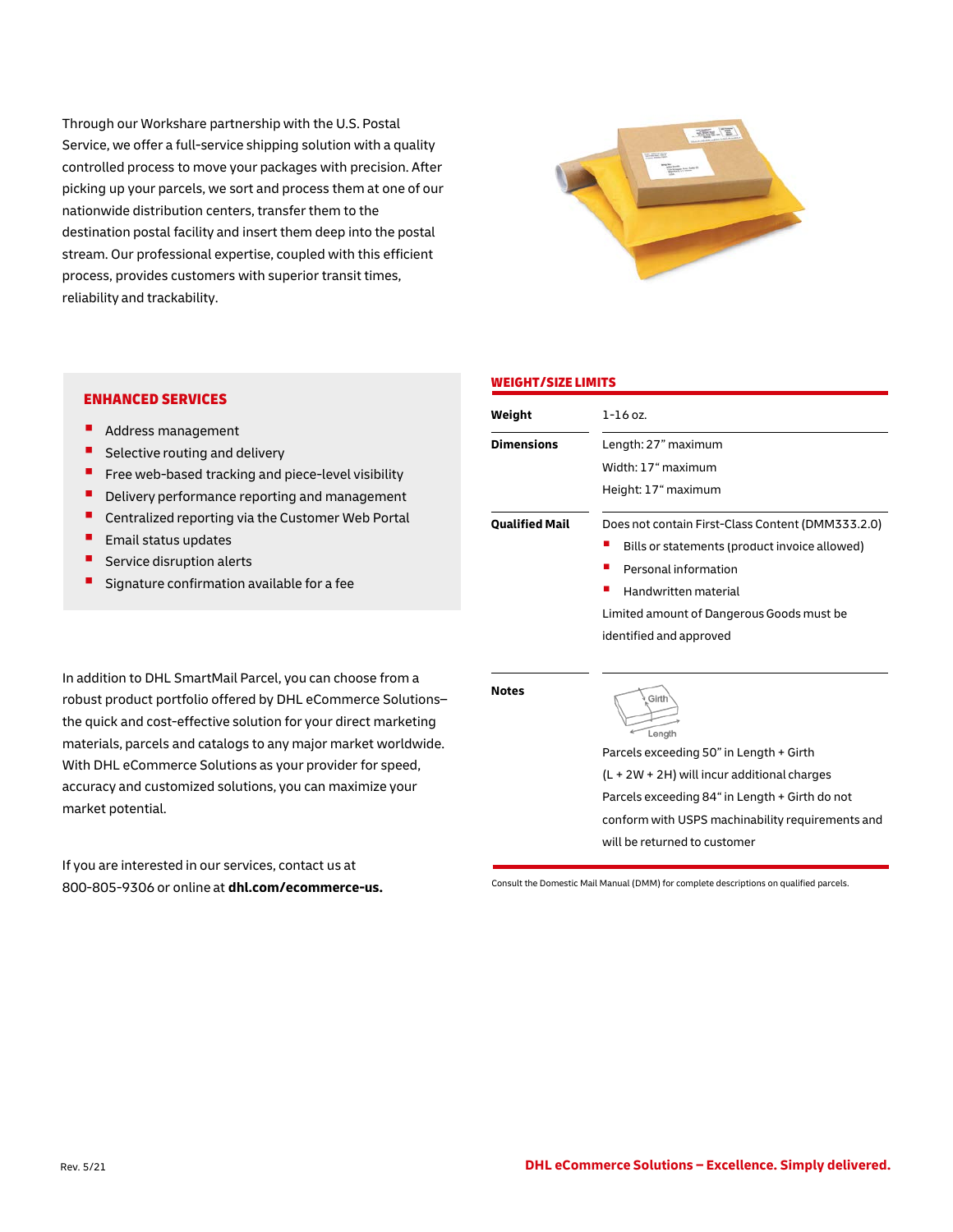Through our Workshare partnership with the U.S. Postal Service, we offer a full-service shipping solution with a quality controlled process to move your packages with precision. After picking up your parcels, we sort and process them at one of our nationwide distribution centers, transfer them to the destination postal facility and insert them deep into the postal stream. Our professional expertise, coupled with this efficient process, provides customers with superior transit times, reliability and trackability.

## ENHANCED SERVICES

- Address management
- Selective routing and delivery
- Free web-based tracking and piece-level visibility
- Delivery performance reporting and management
- Centralized reporting via the Customer Web Portal
- Email status updates
- Service disruption alerts
- Signature confirmation available for a fee

In addition to DHL SmartMail Parcel, you can choose from a robust product portfolio offered by DHL eCommerce Solutions–the quick and cost-effective solution for your direct marketing materials, parcels and catalogs to any major market worldwide. With DHL eCommerce Solutions as your provider for speed, accuracy and customized solutions, you can maximize your market potential.

If you are interested in our services, contact us at 800-805-9306 or online at **dhl.com/ecommerce-us.**

## WEIGHT/SIZE LIMITS

| | |
|---|---|
| **Weight** | 1-16 oz. |
| **Dimensions** | Length: 27" maximum<br>Width: 17" maximum<br>Height: 17" maximum |
| **Qualified Mail** | Does not contain First-Class Content (DMM333.2.0)<br>- Bills or statements (product invoice allowed)<br>- Personal information<br>- Handwritten material<br>Limited amount of Dangerous Goods must be identified and approved |
| **Notes** | Girth<br>Length<br>Parcels exceeding 50" in Length + Girth (L + 2W + 2H) will incur additional charges<br>Parcels exceeding 84" in Length + Girth do not conform with USPS machinability requirements and will be returned to customer |

Consult the Domestic Mail Manual (DMM) for complete descriptions on qualified parcels.

Rev. 5/21

**DHL eCommerce Solutions – Excellence. Simply delivered.**